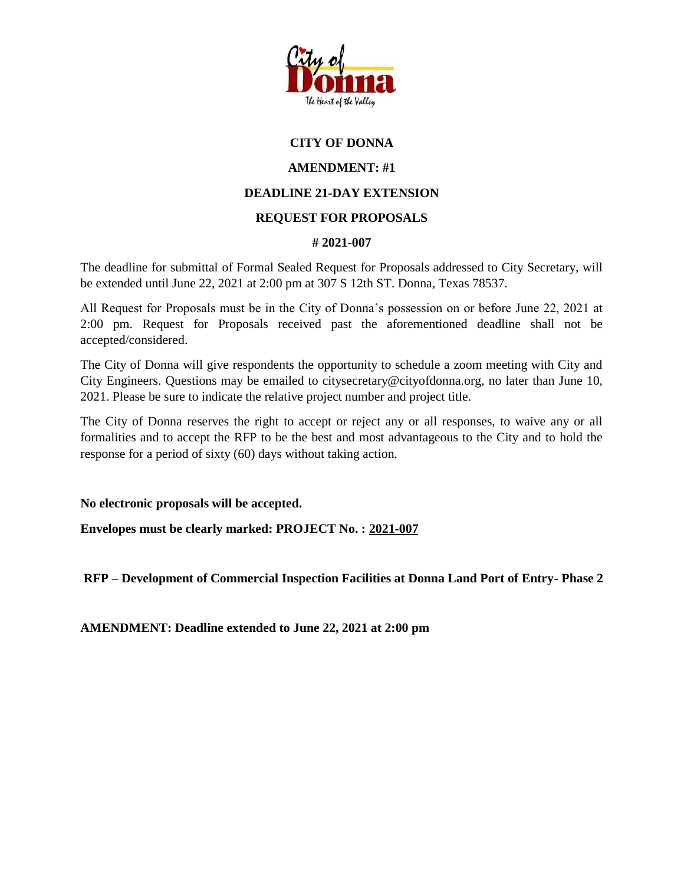# CITY OF DONNA

## AMENDMENT: #1

## DEADLINE 21-DAY EXTENSION

## REQUEST FOR PROPOSALS

## # 2021-007

The deadline for submittal of Formal Sealed Request for Proposals addressed to City Secretary, will be extended until June 22, 2021 at 2:00 pm at 307 S 12th ST. Donna, Texas 78537.

All Request for Proposals must be in the City of Donna's possession on or before June 22, 2021 at 2:00 pm. Request for Proposals received past the aforementioned deadline shall not be accepted/considered.

The City of Donna will give respondents the opportunity to schedule a zoom meeting with City and City Engineers. Questions may be emailed to citysecretary@cityofdonna.org, no later than June 10, 2021. Please be sure to indicate the relative project number and project title.

The City of Donna reserves the right to accept or reject any or all responses, to waive any or all formalities and to accept the RFP to be the best and most advantageous to the City and to hold the response for a period of sixty (60) days without taking action.

**No electronic proposals will be accepted.**

**Envelopes must be clearly marked: PROJECT No. : 2021-007**

**RFP – Development of Commercial Inspection Facilities at Donna Land Port of Entry- Phase 2**

**AMENDMENT: Deadline extended to June 22, 2021 at 2:00 pm**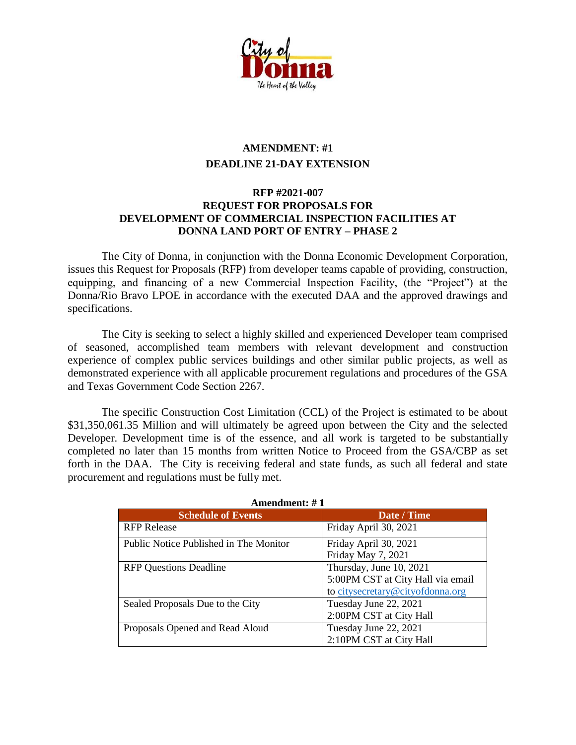## AMENDMENT: #1

## DEADLINE 21-DAY EXTENSION

### RFP #2021-007
### REQUEST FOR PROPOSALS FOR
### DEVELOPMENT OF COMMERCIAL INSPECTION FACILITIES AT DONNA LAND PORT OF ENTRY – PHASE 2

The City of Donna, in conjunction with the Donna Economic Development Corporation, issues this Request for Proposals (RFP) from developer teams capable of providing, construction, equipping, and financing of a new Commercial Inspection Facility, (the "Project") at the Donna/Rio Bravo LPOE in accordance with the executed DAA and the approved drawings and specifications.

The City is seeking to select a highly skilled and experienced Developer team comprised of seasoned, accomplished team members with relevant development and construction experience of complex public services buildings and other similar public projects, as well as demonstrated experience with all applicable procurement regulations and procedures of the GSA and Texas Government Code Section 2267.

The specific Construction Cost Limitation (CCL) of the Project is estimated to be about $31,350,061.35 Million and will ultimately be agreed upon between the City and the selected Developer. Development time is of the essence, and all work is targeted to be substantially completed no later than 15 months from written Notice to Proceed from the GSA/CBP as set forth in the DAA. The City is receiving federal and state funds, as such all federal and state procurement and regulations must be fully met.

**Amendment: # 1**

| Schedule of Events | Date / Time |
|---|---|
| RFP Release | Friday April 30, 2021 |
| Public Notice Published in The Monitor | Friday April 30, 2021<br>Friday May 7, 2021 |
| RFP Questions Deadline | Thursday, June 10, 2021<br>5:00PM CST at City Hall via email to citysecretary@cityofdonna.org |
| Sealed Proposals Due to the City | Tuesday June 22, 2021<br>2:00PM CST at City Hall |
| Proposals Opened and Read Aloud | Tuesday June 22, 2021<br>2:10PM CST at City Hall |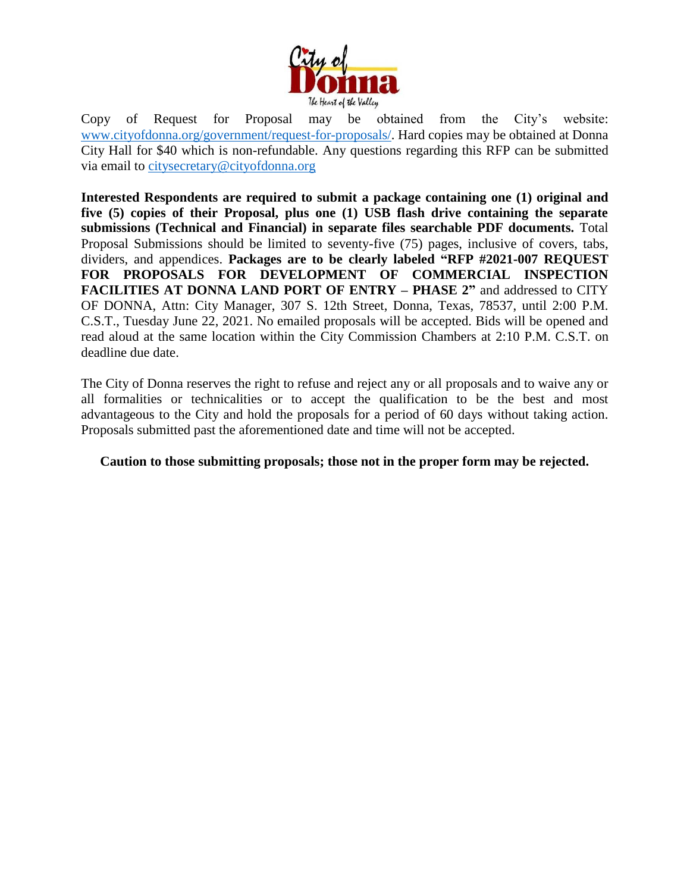Copy of Request for Proposal may be obtained from the City's website: www.cityofdonna.org/government/request-for-proposals/. Hard copies may be obtained at Donna City Hall for $40 which is non-refundable. Any questions regarding this RFP can be submitted via email to citysecretary@cityofdonna.org

**Interested Respondents are required to submit a package containing one (1) original and five (5) copies of their Proposal, plus one (1) USB flash drive containing the separate submissions (Technical and Financial) in separate files searchable PDF documents.** Total Proposal Submissions should be limited to seventy-five (75) pages, inclusive of covers, tabs, dividers, and appendices. **Packages are to be clearly labeled "RFP #2021-007 REQUEST FOR PROPOSALS FOR DEVELOPMENT OF COMMERCIAL INSPECTION FACILITIES AT DONNA LAND PORT OF ENTRY – PHASE 2"** and addressed to CITY OF DONNA, Attn: City Manager, 307 S. 12th Street, Donna, Texas, 78537, until 2:00 P.M. C.S.T., Tuesday June 22, 2021. No emailed proposals will be accepted. Bids will be opened and read aloud at the same location within the City Commission Chambers at 2:10 P.M. C.S.T. on deadline due date.

The City of Donna reserves the right to refuse and reject any or all proposals and to waive any or all formalities or technicalities or to accept the qualification to be the best and most advantageous to the City and hold the proposals for a period of 60 days without taking action. Proposals submitted past the aforementioned date and time will not be accepted.

**Caution to those submitting proposals; those not in the proper form may be rejected.**